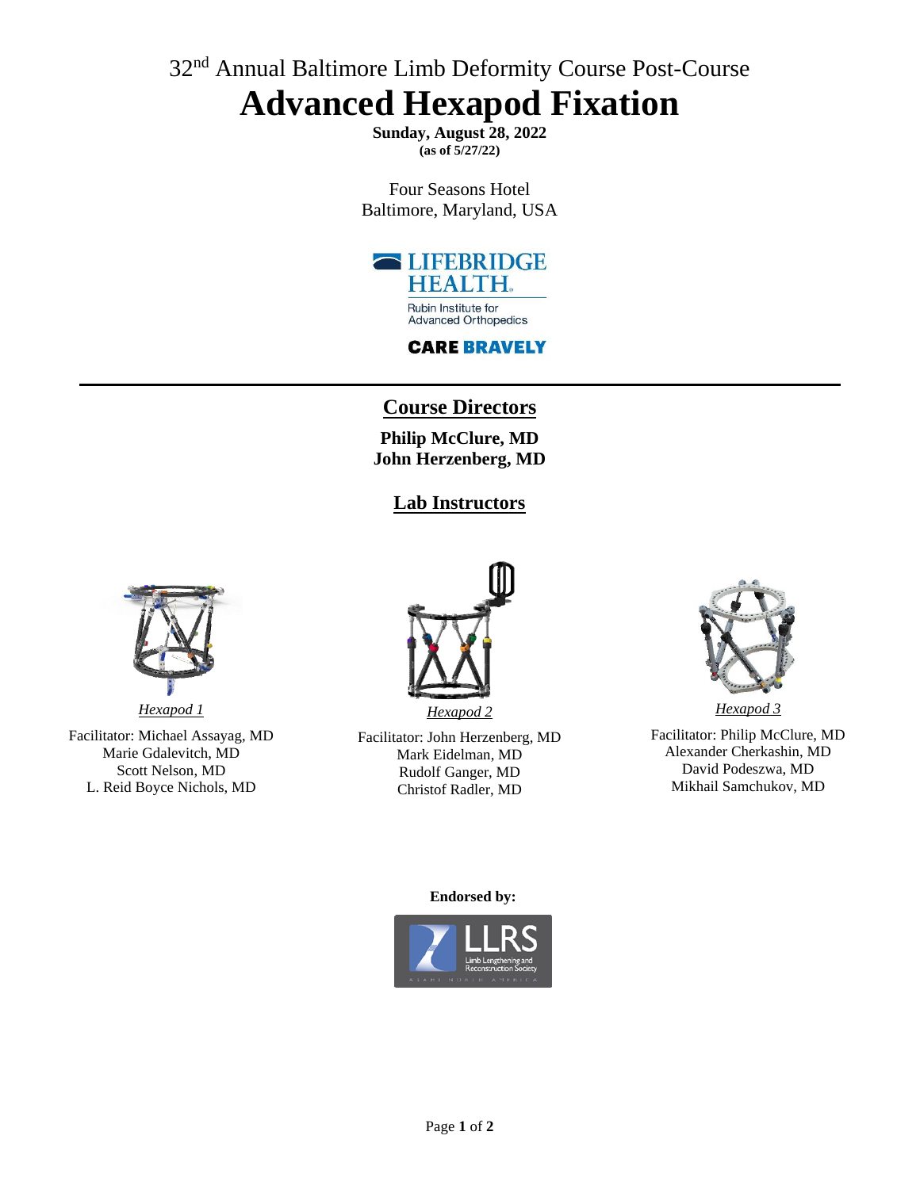32nd Annual Baltimore Limb Deformity Course Post-Course

# Advanced Hexapod Fixation

**Sunday, August 28, 2022**
**(as of 5/27/22)**

Four Seasons Hotel
Baltimore, Maryland, USA

LIFEBRIDGE HEALTH
Rubin Institute for Advanced Orthopedics

CARE BRAVELY

## Course Directors

**Philip McClure, MD**
**John Herzenberg, MD**

## Lab Instructors

*Hexapod 1*

Facilitator: Michael Assayag, MD
Marie Gdalevitch, MD
Scott Nelson, MD
L. Reid Boyce Nichols, MD

*Hexapod 2*

Facilitator: John Herzenberg, MD
Mark Eidelman, MD
Rudolf Ganger, MD
Christof Radler, MD

*Hexapod 3*

Facilitator: Philip McClure, MD
Alexander Cherkashin, MD
David Podeszwa, MD
Mikhail Samchukov, MD

**Endorsed by:**

LLRS
Limb Lengthening and Reconstruction Society
ASAMI NORTH AMERICA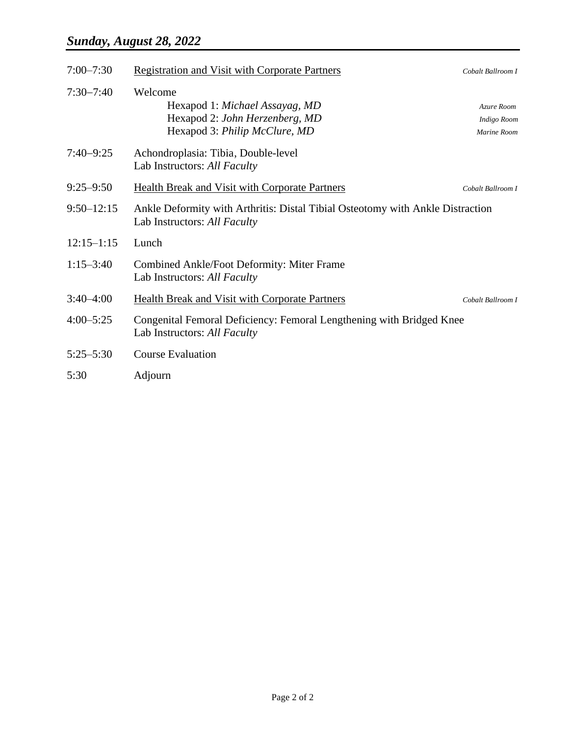## *Sunday, August 28, 2022*

| | | |
|---|---|---|
| 7:00–7:30 | Registration and Visit with Corporate Partners | *Cobalt Ballroom I* |
| 7:30–7:40 | Welcome | |
| | Hexapod 1: *Michael Assayag, MD* | *Azure Room* |
| | Hexapod 2: *John Herzenberg, MD* | *Indigo Room* |
| | Hexapod 3: *Philip McClure, MD* | *Marine Room* |
| 7:40–9:25 | Achondroplasia: Tibia, Double-level<br>Lab Instructors: *All Faculty* | |
| 9:25–9:50 | Health Break and Visit with Corporate Partners | *Cobalt Ballroom I* |
| 9:50–12:15 | Ankle Deformity with Arthritis: Distal Tibial Osteotomy with Ankle Distraction<br>Lab Instructors: *All Faculty* | |
| 12:15–1:15 | Lunch | |
| 1:15–3:40 | Combined Ankle/Foot Deformity: Miter Frame<br>Lab Instructors: *All Faculty* | |
| 3:40–4:00 | Health Break and Visit with Corporate Partners | *Cobalt Ballroom I* |
| 4:00–5:25 | Congenital Femoral Deficiency: Femoral Lengthening with Bridged Knee<br>Lab Instructors: *All Faculty* | |
| 5:25–5:30 | Course Evaluation | |
| 5:30 | Adjourn | |